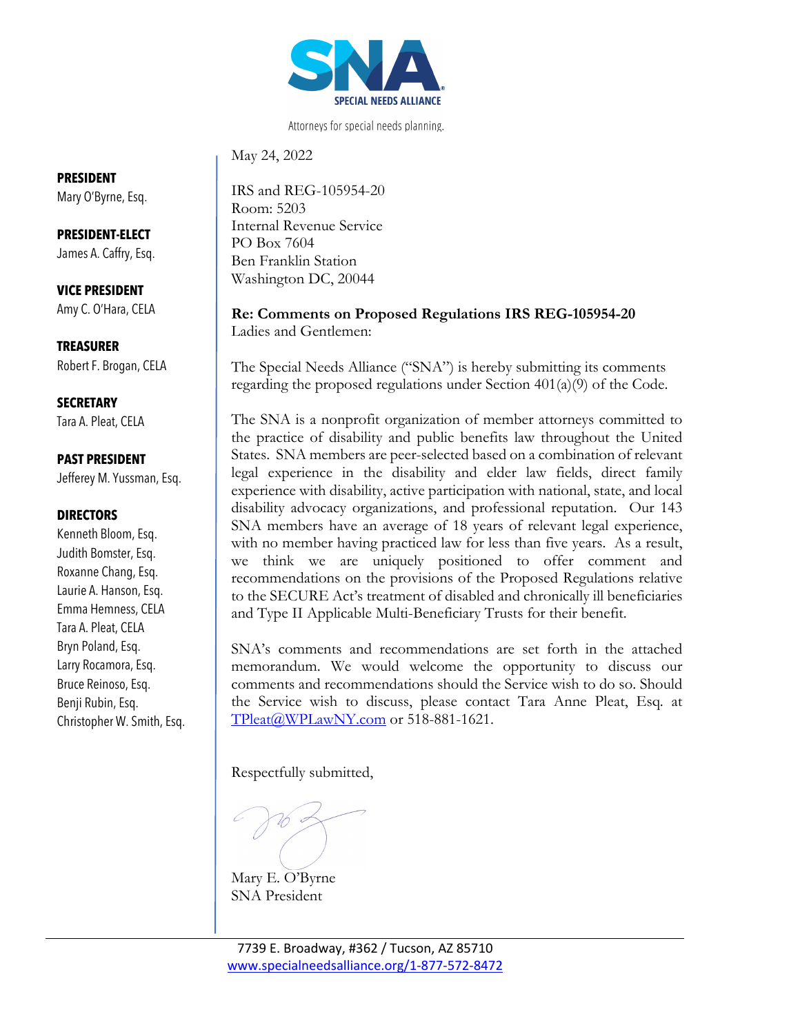SPECIAL NEEDS ALLIANCE

Attorneys for special needs planning.

**PRESIDENT**
Mary O'Byrne, Esq.

**PRESIDENT-ELECT**
James A. Caffry, Esq.

**VICE PRESIDENT**
Amy C. O'Hara, CELA

**TREASURER**
Robert F. Brogan, CELA

**SECRETARY**
Tara A. Pleat, CELA

**PAST PRESIDENT**
Jefferey M. Yussman, Esq.

**DIRECTORS**
Kenneth Bloom, Esq.
Judith Bomster, Esq.
Roxanne Chang, Esq.
Laurie A. Hanson, Esq.
Emma Hemness, CELA
Tara A. Pleat, CELA
Bryn Poland, Esq.
Larry Rocamora, Esq.
Bruce Reinoso, Esq.
Benji Rubin, Esq.
Christopher W. Smith, Esq.

May 24, 2022

IRS and REG-105954-20
Room: 5203
Internal Revenue Service
PO Box 7604
Ben Franklin Station
Washington DC, 20044

**Re: Comments on Proposed Regulations IRS REG-105954-20**

Ladies and Gentlemen:

The Special Needs Alliance ("SNA") is hereby submitting its comments regarding the proposed regulations under Section 401(a)(9) of the Code.

The SNA is a nonprofit organization of member attorneys committed to the practice of disability and public benefits law throughout the United States. SNA members are peer-selected based on a combination of relevant legal experience in the disability and elder law fields, direct family experience with disability, active participation with national, state, and local disability advocacy organizations, and professional reputation. Our 143 SNA members have an average of 18 years of relevant legal experience, with no member having practiced law for less than five years. As a result, we think we are uniquely positioned to offer comment and recommendations on the provisions of the Proposed Regulations relative to the SECURE Act's treatment of disabled and chronically ill beneficiaries and Type II Applicable Multi-Beneficiary Trusts for their benefit.

SNA's comments and recommendations are set forth in the attached memorandum. We would welcome the opportunity to discuss our comments and recommendations should the Service wish to do so. Should the Service wish to discuss, please contact Tara Anne Pleat, Esq. at TPleat@WPLawNY.com or 518-881-1621.

Respectfully submitted,

Mary E. O'Byrne
SNA President

7739 E. Broadway, #362 / Tucson, AZ 85710
www.specialneedsalliance.org/1-877-572-8472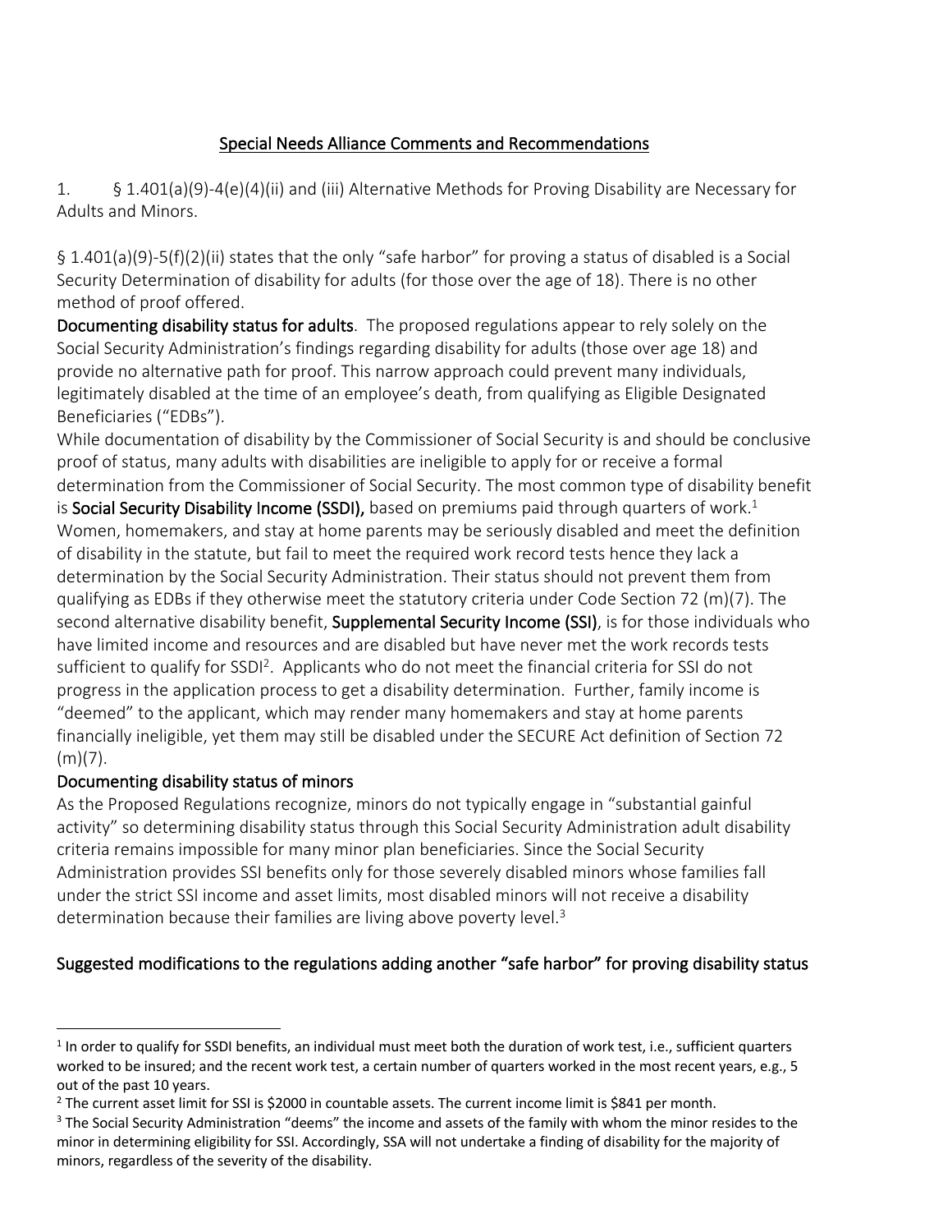## Special Needs Alliance Comments and Recommendations

1. § 1.401(a)(9)-4(e)(4)(ii) and (iii) Alternative Methods for Proving Disability are Necessary for Adults and Minors.

§ 1.401(a)(9)-5(f)(2)(ii) states that the only "safe harbor" for proving a status of disabled is a Social Security Determination of disability for adults (for those over the age of 18). There is no other method of proof offered.

**Documenting disability status for adults**. The proposed regulations appear to rely solely on the Social Security Administration's findings regarding disability for adults (those over age 18) and provide no alternative path for proof. This narrow approach could prevent many individuals, legitimately disabled at the time of an employee's death, from qualifying as Eligible Designated Beneficiaries ("EDBs").

While documentation of disability by the Commissioner of Social Security is and should be conclusive proof of status, many adults with disabilities are ineligible to apply for or receive a formal determination from the Commissioner of Social Security. The most common type of disability benefit is **Social Security Disability Income (SSDI),** based on premiums paid through quarters of work.[1] Women, homemakers, and stay at home parents may be seriously disabled and meet the definition of disability in the statute, but fail to meet the required work record tests hence they lack a determination by the Social Security Administration. Their status should not prevent them from qualifying as EDBs if they otherwise meet the statutory criteria under Code Section 72 (m)(7). The second alternative disability benefit, **Supplemental Security Income (SSI)**, is for those individuals who have limited income and resources and are disabled but have never met the work records tests sufficient to qualify for SSDI[2]. Applicants who do not meet the financial criteria for SSI do not progress in the application process to get a disability determination. Further, family income is "deemed" to the applicant, which may render many homemakers and stay at home parents financially ineligible, yet them may still be disabled under the SECURE Act definition of Section 72 (m)(7).

### Documenting disability status of minors

As the Proposed Regulations recognize, minors do not typically engage in "substantial gainful activity" so determining disability status through this Social Security Administration adult disability criteria remains impossible for many minor plan beneficiaries. Since the Social Security Administration provides SSI benefits only for those severely disabled minors whose families fall under the strict SSI income and asset limits, most disabled minors will not receive a disability determination because their families are living above poverty level.[3]

### Suggested modifications to the regulations adding another "safe harbor" for proving disability status

---

[1] In order to qualify for SSDI benefits, an individual must meet both the duration of work test, i.e., sufficient quarters worked to be insured; and the recent work test, a certain number of quarters worked in the most recent years, e.g., 5 out of the past 10 years.

[2] The current asset limit for SSI is $2000 in countable assets. The current income limit is $841 per month.

[3] The Social Security Administration "deems" the income and assets of the family with whom the minor resides to the minor in determining eligibility for SSI. Accordingly, SSA will not undertake a finding of disability for the majority of minors, regardless of the severity of the disability.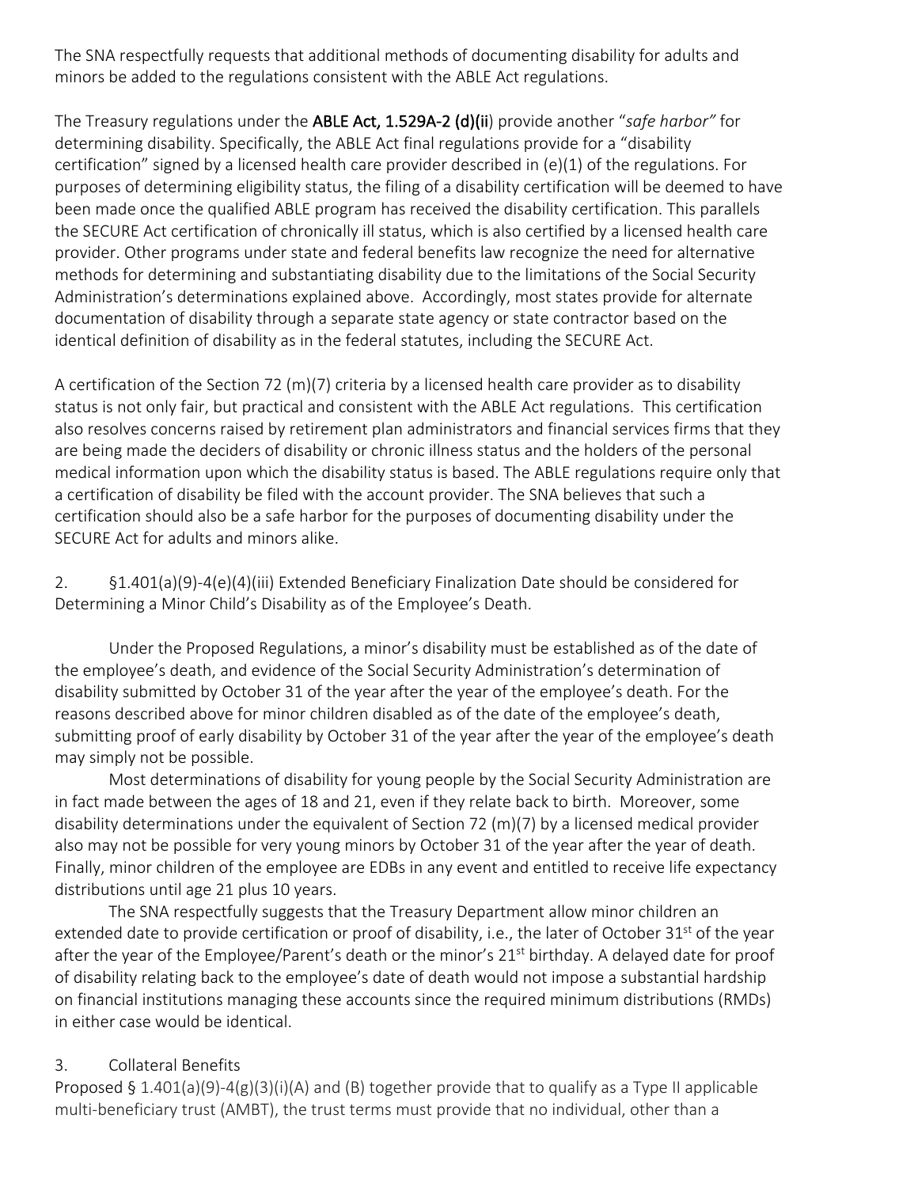The SNA respectfully requests that additional methods of documenting disability for adults and minors be added to the regulations consistent with the ABLE Act regulations.

The Treasury regulations under the **ABLE Act, 1.529A-2 (d)(ii**) provide another "*safe harbor*" for determining disability. Specifically, the ABLE Act final regulations provide for a "disability certification" signed by a licensed health care provider described in (e)(1) of the regulations. For purposes of determining eligibility status, the filing of a disability certification will be deemed to have been made once the qualified ABLE program has received the disability certification. This parallels the SECURE Act certification of chronically ill status, which is also certified by a licensed health care provider. Other programs under state and federal benefits law recognize the need for alternative methods for determining and substantiating disability due to the limitations of the Social Security Administration's determinations explained above. Accordingly, most states provide for alternate documentation of disability through a separate state agency or state contractor based on the identical definition of disability as in the federal statutes, including the SECURE Act.

A certification of the Section 72 (m)(7) criteria by a licensed health care provider as to disability status is not only fair, but practical and consistent with the ABLE Act regulations. This certification also resolves concerns raised by retirement plan administrators and financial services firms that they are being made the deciders of disability or chronic illness status and the holders of the personal medical information upon which the disability status is based. The ABLE regulations require only that a certification of disability be filed with the account provider. The SNA believes that such a certification should also be a safe harbor for the purposes of documenting disability under the SECURE Act for adults and minors alike.

2. §1.401(a)(9)-4(e)(4)(iii) Extended Beneficiary Finalization Date should be considered for Determining a Minor Child's Disability as of the Employee's Death.

Under the Proposed Regulations, a minor's disability must be established as of the date of the employee's death, and evidence of the Social Security Administration's determination of disability submitted by October 31 of the year after the year of the employee's death. For the reasons described above for minor children disabled as of the date of the employee's death, submitting proof of early disability by October 31 of the year after the year of the employee's death may simply not be possible.

Most determinations of disability for young people by the Social Security Administration are in fact made between the ages of 18 and 21, even if they relate back to birth. Moreover, some disability determinations under the equivalent of Section 72 (m)(7) by a licensed medical provider also may not be possible for very young minors by October 31 of the year after the year of death. Finally, minor children of the employee are EDBs in any event and entitled to receive life expectancy distributions until age 21 plus 10 years.

The SNA respectfully suggests that the Treasury Department allow minor children an extended date to provide certification or proof of disability, i.e., the later of October 31st of the year after the year of the Employee/Parent's death or the minor's 21st birthday. A delayed date for proof of disability relating back to the employee's date of death would not impose a substantial hardship on financial institutions managing these accounts since the required minimum distributions (RMDs) in either case would be identical.

3. Collateral Benefits

Proposed § 1.401(a)(9)-4(g)(3)(i)(A) and (B) together provide that to qualify as a Type II applicable multi-beneficiary trust (AMBT), the trust terms must provide that no individual, other than a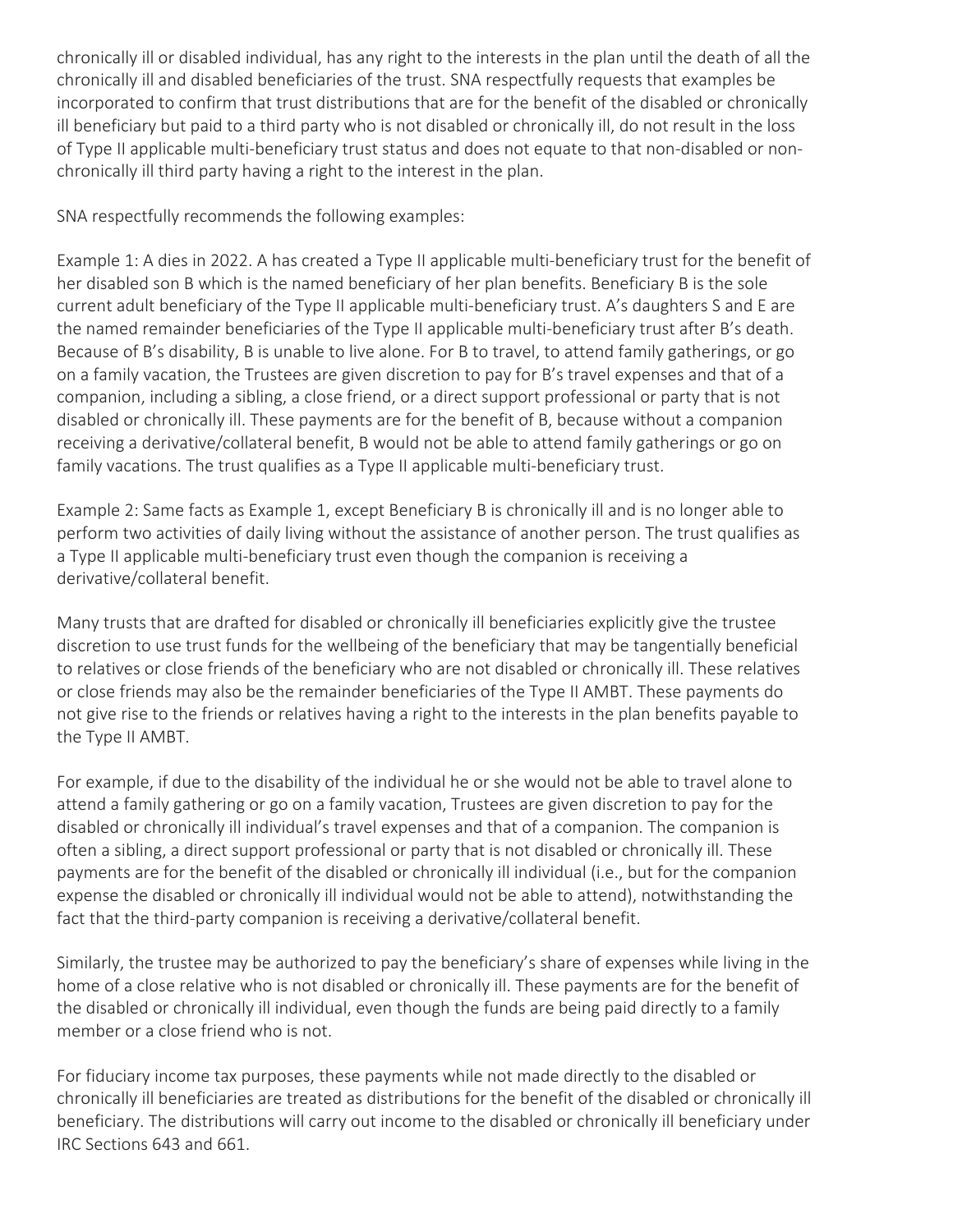chronically ill or disabled individual, has any right to the interests in the plan until the death of all the chronically ill and disabled beneficiaries of the trust. SNA respectfully requests that examples be incorporated to confirm that trust distributions that are for the benefit of the disabled or chronically ill beneficiary but paid to a third party who is not disabled or chronically ill, do not result in the loss of Type II applicable multi-beneficiary trust status and does not equate to that non-disabled or non-chronically ill third party having a right to the interest in the plan.

SNA respectfully recommends the following examples:

Example 1: A dies in 2022. A has created a Type II applicable multi-beneficiary trust for the benefit of her disabled son B which is the named beneficiary of her plan benefits. Beneficiary B is the sole current adult beneficiary of the Type II applicable multi-beneficiary trust. A's daughters S and E are the named remainder beneficiaries of the Type II applicable multi-beneficiary trust after B's death. Because of B's disability, B is unable to live alone. For B to travel, to attend family gatherings, or go on a family vacation, the Trustees are given discretion to pay for B's travel expenses and that of a companion, including a sibling, a close friend, or a direct support professional or party that is not disabled or chronically ill. These payments are for the benefit of B, because without a companion receiving a derivative/collateral benefit, B would not be able to attend family gatherings or go on family vacations. The trust qualifies as a Type II applicable multi-beneficiary trust.

Example 2: Same facts as Example 1, except Beneficiary B is chronically ill and is no longer able to perform two activities of daily living without the assistance of another person. The trust qualifies as a Type II applicable multi-beneficiary trust even though the companion is receiving a derivative/collateral benefit.

Many trusts that are drafted for disabled or chronically ill beneficiaries explicitly give the trustee discretion to use trust funds for the wellbeing of the beneficiary that may be tangentially beneficial to relatives or close friends of the beneficiary who are not disabled or chronically ill. These relatives or close friends may also be the remainder beneficiaries of the Type II AMBT. These payments do not give rise to the friends or relatives having a right to the interests in the plan benefits payable to the Type II AMBT.

For example, if due to the disability of the individual he or she would not be able to travel alone to attend a family gathering or go on a family vacation, Trustees are given discretion to pay for the disabled or chronically ill individual's travel expenses and that of a companion. The companion is often a sibling, a direct support professional or party that is not disabled or chronically ill. These payments are for the benefit of the disabled or chronically ill individual (i.e., but for the companion expense the disabled or chronically ill individual would not be able to attend), notwithstanding the fact that the third-party companion is receiving a derivative/collateral benefit.

Similarly, the trustee may be authorized to pay the beneficiary's share of expenses while living in the home of a close relative who is not disabled or chronically ill. These payments are for the benefit of the disabled or chronically ill individual, even though the funds are being paid directly to a family member or a close friend who is not.

For fiduciary income tax purposes, these payments while not made directly to the disabled or chronically ill beneficiaries are treated as distributions for the benefit of the disabled or chronically ill beneficiary. The distributions will carry out income to the disabled or chronically ill beneficiary under IRC Sections 643 and 661.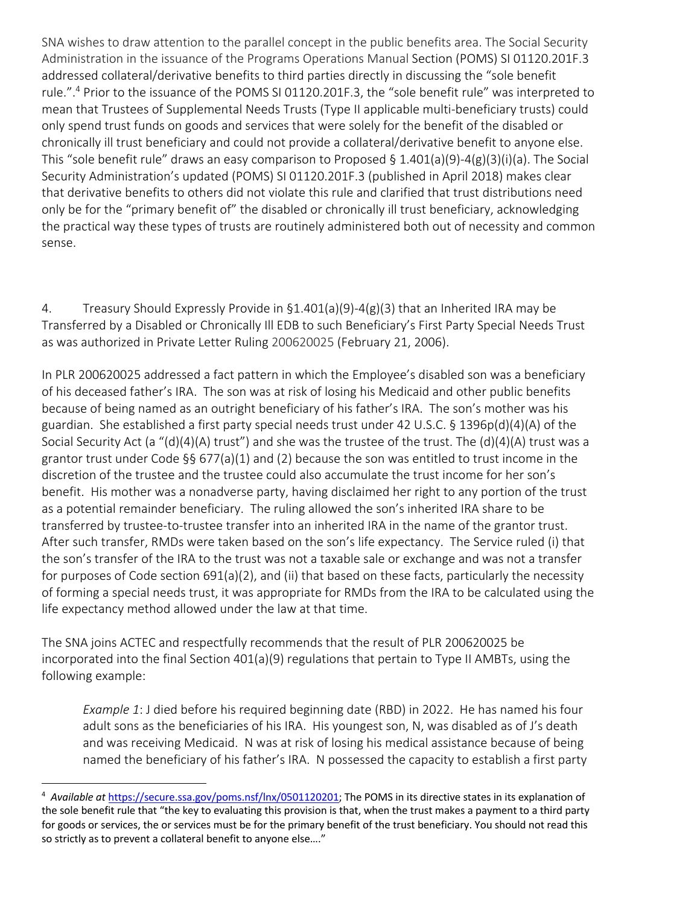SNA wishes to draw attention to the parallel concept in the public benefits area. The Social Security Administration in the issuance of the Programs Operations Manual Section (POMS) SI 01120.201F.3 addressed collateral/derivative benefits to third parties directly in discussing the "sole benefit rule.".[4] Prior to the issuance of the POMS SI 01120.201F.3, the "sole benefit rule" was interpreted to mean that Trustees of Supplemental Needs Trusts (Type II applicable multi-beneficiary trusts) could only spend trust funds on goods and services that were solely for the benefit of the disabled or chronically ill trust beneficiary and could not provide a collateral/derivative benefit to anyone else. This "sole benefit rule" draws an easy comparison to Proposed § 1.401(a)(9)-4(g)(3)(i)(a). The Social Security Administration's updated (POMS) SI 01120.201F.3 (published in April 2018) makes clear that derivative benefits to others did not violate this rule and clarified that trust distributions need only be for the "primary benefit of" the disabled or chronically ill trust beneficiary, acknowledging the practical way these types of trusts are routinely administered both out of necessity and common sense.

4. Treasury Should Expressly Provide in §1.401(a)(9)-4(g)(3) that an Inherited IRA may be Transferred by a Disabled or Chronically Ill EDB to such Beneficiary's First Party Special Needs Trust as was authorized in Private Letter Ruling 200620025 (February 21, 2006).

In PLR 200620025 addressed a fact pattern in which the Employee's disabled son was a beneficiary of his deceased father's IRA. The son was at risk of losing his Medicaid and other public benefits because of being named as an outright beneficiary of his father's IRA. The son's mother was his guardian. She established a first party special needs trust under 42 U.S.C. § 1396p(d)(4)(A) of the Social Security Act (a "(d)(4)(A) trust") and she was the trustee of the trust. The (d)(4)(A) trust was a grantor trust under Code §§ 677(a)(1) and (2) because the son was entitled to trust income in the discretion of the trustee and the trustee could also accumulate the trust income for her son's benefit. His mother was a nonadverse party, having disclaimed her right to any portion of the trust as a potential remainder beneficiary. The ruling allowed the son's inherited IRA share to be transferred by trustee-to-trustee transfer into an inherited IRA in the name of the grantor trust. After such transfer, RMDs were taken based on the son's life expectancy. The Service ruled (i) that the son's transfer of the IRA to the trust was not a taxable sale or exchange and was not a transfer for purposes of Code section 691(a)(2), and (ii) that based on these facts, particularly the necessity of forming a special needs trust, it was appropriate for RMDs from the IRA to be calculated using the life expectancy method allowed under the law at that time.

The SNA joins ACTEC and respectfully recommends that the result of PLR 200620025 be incorporated into the final Section 401(a)(9) regulations that pertain to Type II AMBTs, using the following example:

> *Example 1*: J died before his required beginning date (RBD) in 2022. He has named his four adult sons as the beneficiaries of his IRA. His youngest son, N, was disabled as of J's death and was receiving Medicaid. N was at risk of losing his medical assistance because of being named the beneficiary of his father's IRA. N possessed the capacity to establish a first party

---

[4] *Available at* https://secure.ssa.gov/poms.nsf/lnx/0501120201; The POMS in its directive states in its explanation of the sole benefit rule that "the key to evaluating this provision is that, when the trust makes a payment to a third party for goods or services, the or services must be for the primary benefit of the trust beneficiary. You should not read this so strictly as to prevent a collateral benefit to anyone else…."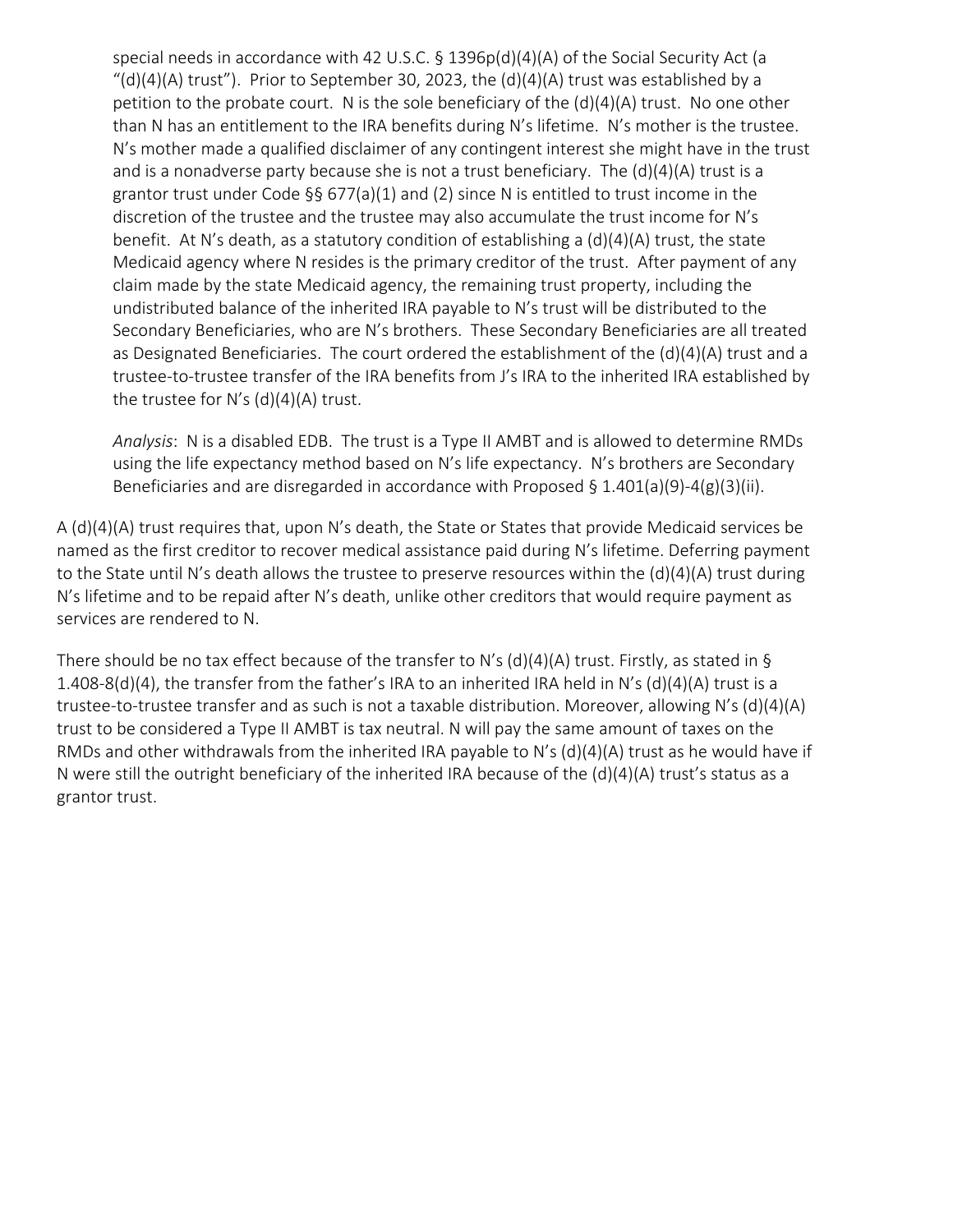special needs in accordance with 42 U.S.C. § 1396p(d)(4)(A) of the Social Security Act (a "(d)(4)(A) trust"). Prior to September 30, 2023, the (d)(4)(A) trust was established by a petition to the probate court. N is the sole beneficiary of the (d)(4)(A) trust. No one other than N has an entitlement to the IRA benefits during N's lifetime. N's mother is the trustee. N's mother made a qualified disclaimer of any contingent interest she might have in the trust and is a nonadverse party because she is not a trust beneficiary. The (d)(4)(A) trust is a grantor trust under Code §§ 677(a)(1) and (2) since N is entitled to trust income in the discretion of the trustee and the trustee may also accumulate the trust income for N's benefit. At N's death, as a statutory condition of establishing a (d)(4)(A) trust, the state Medicaid agency where N resides is the primary creditor of the trust. After payment of any claim made by the state Medicaid agency, the remaining trust property, including the undistributed balance of the inherited IRA payable to N's trust will be distributed to the Secondary Beneficiaries, who are N's brothers. These Secondary Beneficiaries are all treated as Designated Beneficiaries. The court ordered the establishment of the (d)(4)(A) trust and a trustee-to-trustee transfer of the IRA benefits from J's IRA to the inherited IRA established by the trustee for N's (d)(4)(A) trust.

*Analysis*: N is a disabled EDB. The trust is a Type II AMBT and is allowed to determine RMDs using the life expectancy method based on N's life expectancy. N's brothers are Secondary Beneficiaries and are disregarded in accordance with Proposed § 1.401(a)(9)-4(g)(3)(ii).

A (d)(4)(A) trust requires that, upon N's death, the State or States that provide Medicaid services be named as the first creditor to recover medical assistance paid during N's lifetime. Deferring payment to the State until N's death allows the trustee to preserve resources within the (d)(4)(A) trust during N's lifetime and to be repaid after N's death, unlike other creditors that would require payment as services are rendered to N.

There should be no tax effect because of the transfer to N's (d)(4)(A) trust. Firstly, as stated in § 1.408-8(d)(4), the transfer from the father's IRA to an inherited IRA held in N's (d)(4)(A) trust is a trustee-to-trustee transfer and as such is not a taxable distribution. Moreover, allowing N's (d)(4)(A) trust to be considered a Type II AMBT is tax neutral. N will pay the same amount of taxes on the RMDs and other withdrawals from the inherited IRA payable to N's (d)(4)(A) trust as he would have if N were still the outright beneficiary of the inherited IRA because of the (d)(4)(A) trust's status as a grantor trust.